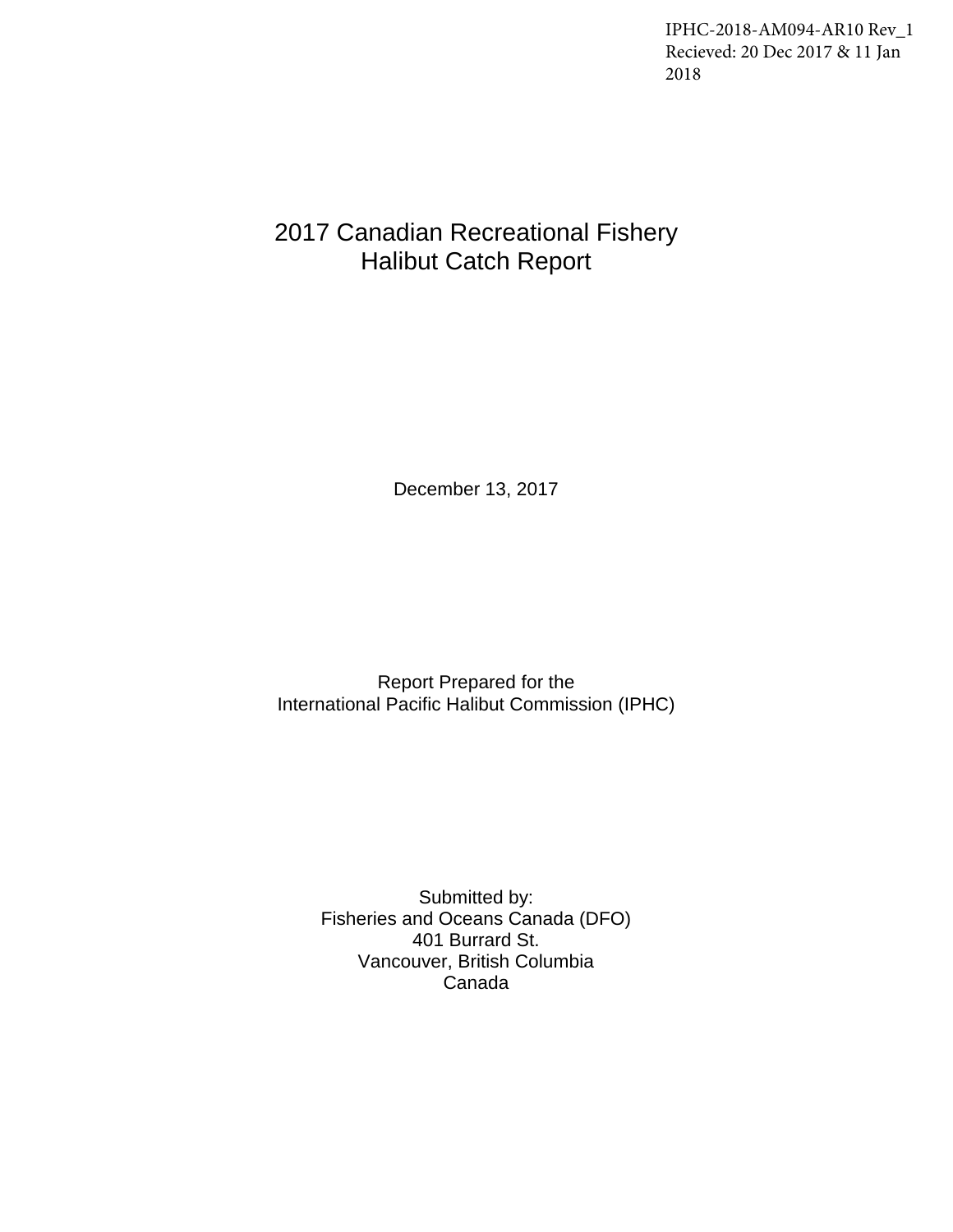IPHC-2018-AM094-AR10 Rev_1
Recieved: 20 Dec 2017 & 11 Jan 2018

# 2017 Canadian Recreational Fishery Halibut Catch Report

December 13, 2017

Report Prepared for the
International Pacific Halibut Commission (IPHC)

Submitted by:
Fisheries and Oceans Canada (DFO)
401 Burrard St.
Vancouver, British Columbia
Canada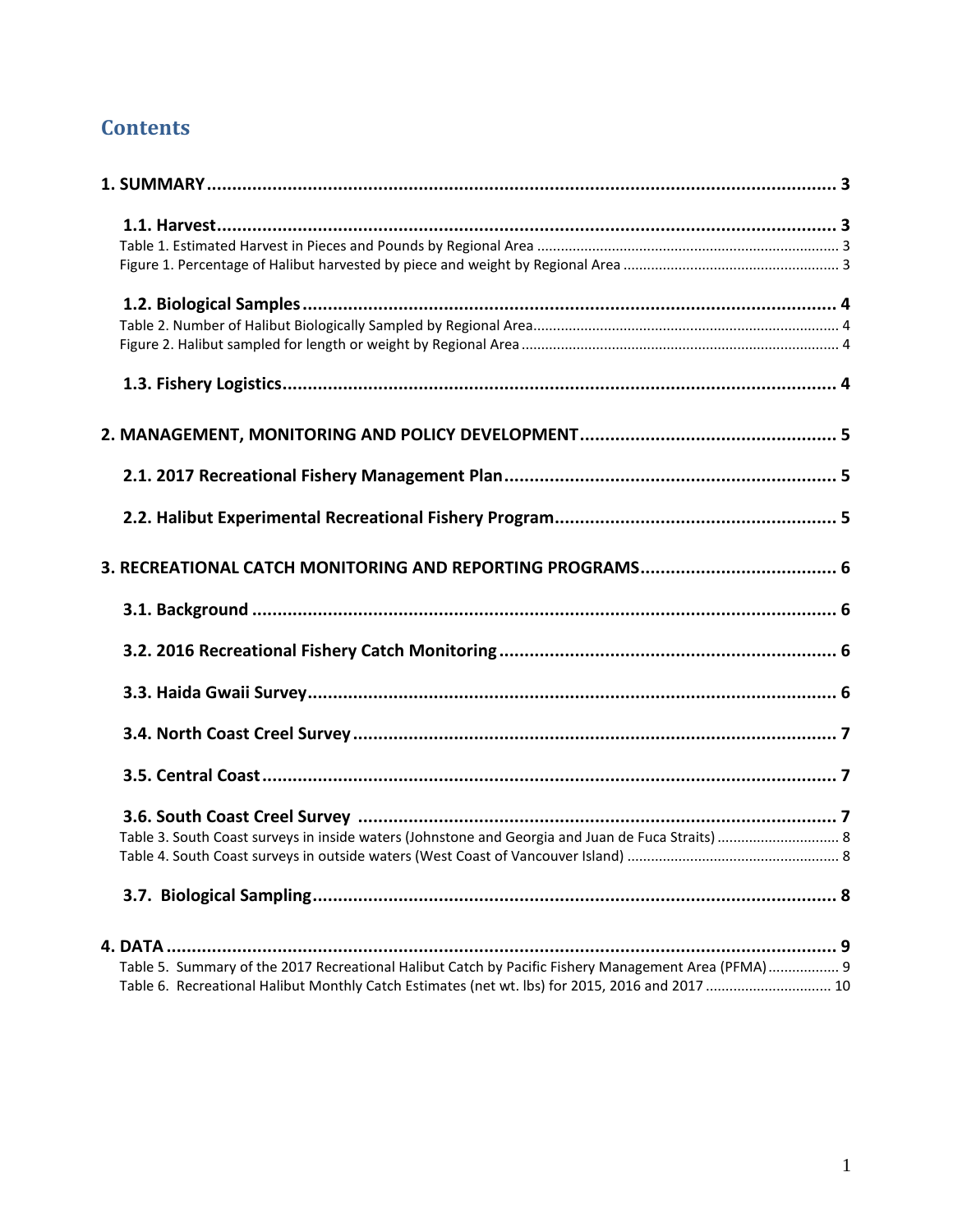# Contents

**1. SUMMARY** ..... 3

**1.1. Harvest** ..... 3

Table 1. Estimated Harvest in Pieces and Pounds by Regional Area ..... 3

Figure 1. Percentage of Halibut harvested by piece and weight by Regional Area ..... 3

**1.2. Biological Samples** ..... 4

Table 2. Number of Halibut Biologically Sampled by Regional Area ..... 4

Figure 2. Halibut sampled for length or weight by Regional Area ..... 4

**1.3. Fishery Logistics** ..... 4

**2. MANAGEMENT, MONITORING AND POLICY DEVELOPMENT** ..... 5

**2.1. 2017 Recreational Fishery Management Plan** ..... 5

**2.2. Halibut Experimental Recreational Fishery Program** ..... 5

**3. RECREATIONAL CATCH MONITORING AND REPORTING PROGRAMS** ..... 6

**3.1. Background** ..... 6

**3.2. 2016 Recreational Fishery Catch Monitoring** ..... 6

**3.3. Haida Gwaii Survey** ..... 6

**3.4. North Coast Creel Survey** ..... 7

**3.5. Central Coast** ..... 7

**3.6. South Coast Creel Survey** ..... 7

Table 3. South Coast surveys in inside waters (Johnstone and Georgia and Juan de Fuca Straits) ..... 8

Table 4. South Coast surveys in outside waters (West Coast of Vancouver Island) ..... 8

**3.7. Biological Sampling** ..... 8

**4. DATA** ..... 9

Table 5. Summary of the 2017 Recreational Halibut Catch by Pacific Fishery Management Area (PFMA) ..... 9

Table 6. Recreational Halibut Monthly Catch Estimates (net wt. lbs) for 2015, 2016 and 2017 ..... 10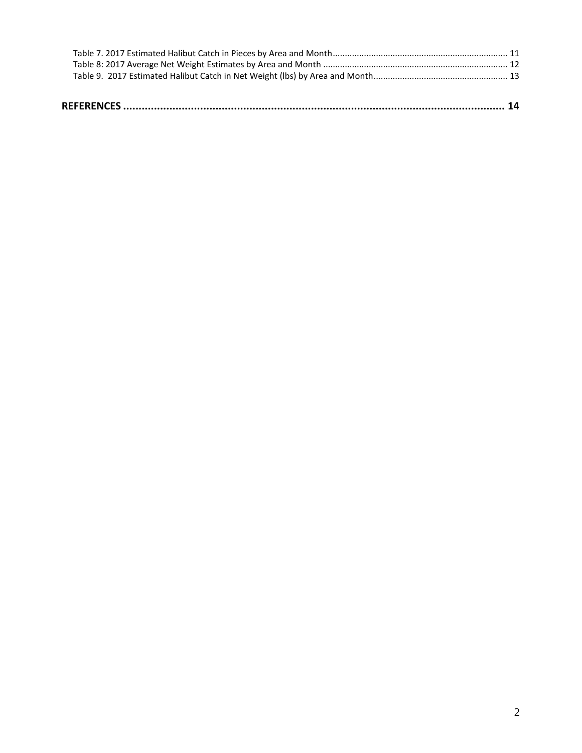Table 7. 2017 Estimated Halibut Catch in Pieces by Area and Month ........................................ 11
Table 8: 2017 Average Net Weight Estimates by Area and Month ........................................ 12
Table 9. 2017 Estimated Halibut Catch in Net Weight (lbs) by Area and Month ........................................ 13

**REFERENCES ........................................................................................................ 14**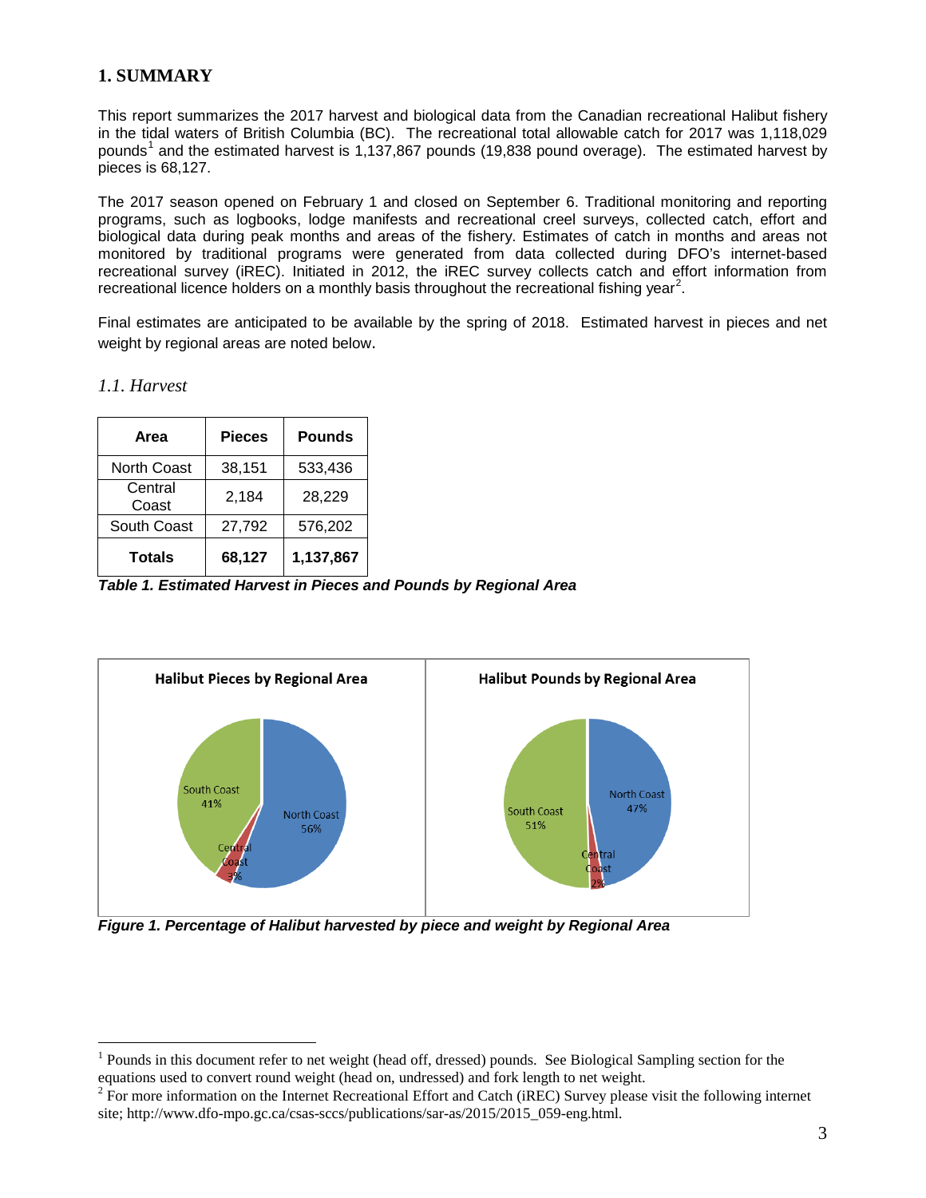## 1. SUMMARY

This report summarizes the 2017 harvest and biological data from the Canadian recreational Halibut fishery in the tidal waters of British Columbia (BC). The recreational total allowable catch for 2017 was 1,118,029 pounds[1] and the estimated harvest is 1,137,867 pounds (19,838 pound overage). The estimated harvest by pieces is 68,127.

The 2017 season opened on February 1 and closed on September 6. Traditional monitoring and reporting programs, such as logbooks, lodge manifests and recreational creel surveys, collected catch, effort and biological data during peak months and areas of the fishery. Estimates of catch in months and areas not monitored by traditional programs were generated from data collected during DFO's internet-based recreational survey (iREC). Initiated in 2012, the iREC survey collects catch and effort information from recreational licence holders on a monthly basis throughout the recreational fishing year[2].

Final estimates are anticipated to be available by the spring of 2018. Estimated harvest in pieces and net weight by regional areas are noted below.

### *1.1. Harvest*

| Area | Pieces | Pounds |
|---|---|---|
| North Coast | 38,151 | 533,436 |
| Central Coast | 2,184 | 28,229 |
| South Coast | 27,792 | 576,202 |
| **Totals** | **68,127** | **1,137,867** |

***Table 1. Estimated Harvest in Pieces and Pounds by Regional Area***

**Halibut Pieces by Regional Area**

North Coast 56%, South Coast 41%, Central Coast 3%

**Halibut Pounds by Regional Area**

North Coast 47%, South Coast 51%, Central Coast 2%

***Figure 1. Percentage of Halibut harvested by piece and weight by Regional Area***

---

[1] Pounds in this document refer to net weight (head off, dressed) pounds. See Biological Sampling section for the equations used to convert round weight (head on, undressed) and fork length to net weight.

[2] For more information on the Internet Recreational Effort and Catch (iREC) Survey please visit the following internet site; http://www.dfo-mpo.gc.ca/csas-sccs/publications/sar-as/2015/2015_059-eng.html.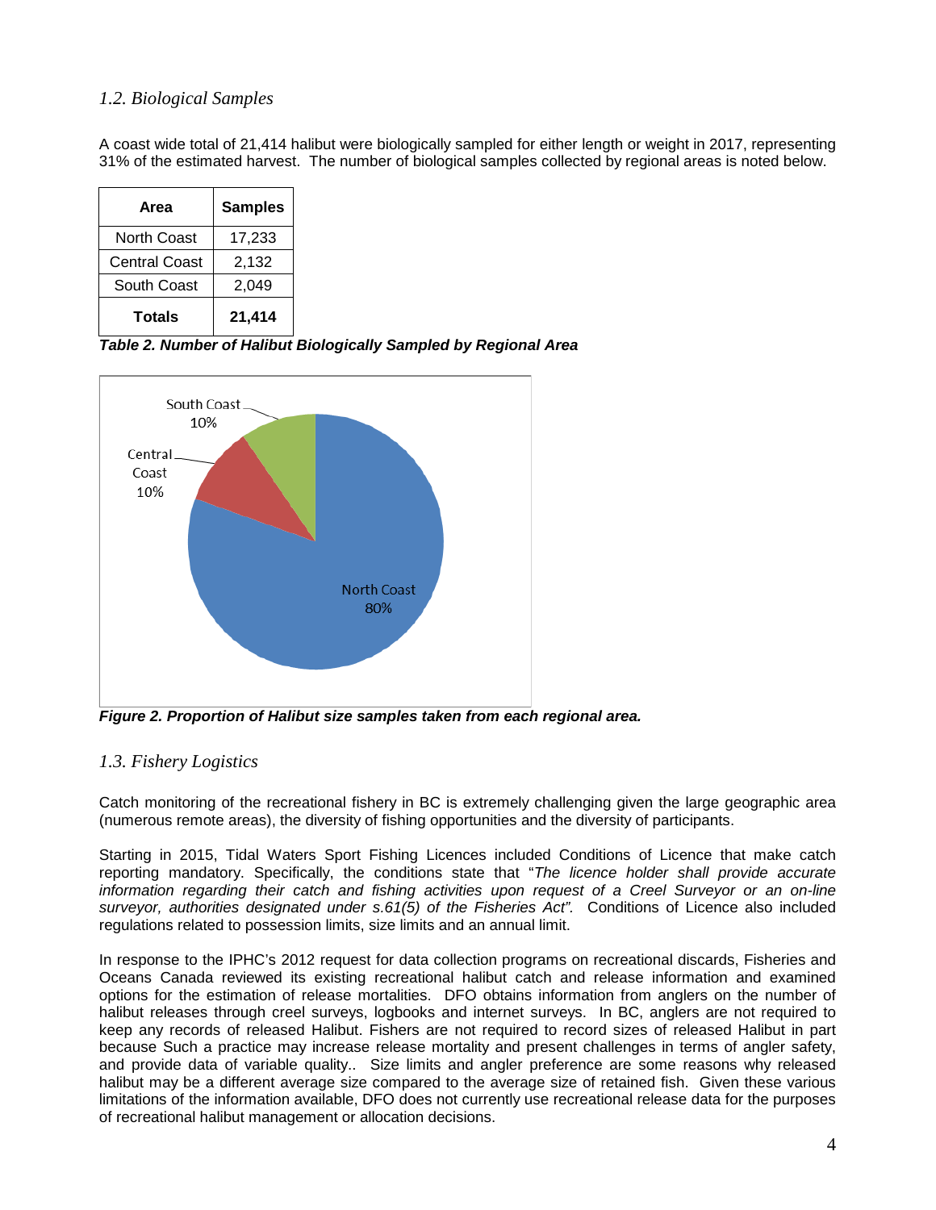### *1.2. Biological Samples*

A coast wide total of 21,414 halibut were biologically sampled for either length or weight in 2017, representing 31% of the estimated harvest. The number of biological samples collected by regional areas is noted below.

| Area | Samples |
|---|---|
| North Coast | 17,233 |
| Central Coast | 2,132 |
| South Coast | 2,049 |
| **Totals** | **21,414** |

***Table 2. Number of Halibut Biologically Sampled by Regional Area***

***Figure 2. Proportion of Halibut size samples taken from each regional area.***

### *1.3. Fishery Logistics*

Catch monitoring of the recreational fishery in BC is extremely challenging given the large geographic area (numerous remote areas), the diversity of fishing opportunities and the diversity of participants.

Starting in 2015, Tidal Waters Sport Fishing Licences included Conditions of Licence that make catch reporting mandatory. Specifically, the conditions state that "*The licence holder shall provide accurate information regarding their catch and fishing activities upon request of a Creel Surveyor or an on-line surveyor, authorities designated under s.61(5) of the Fisheries Act".* Conditions of Licence also included regulations related to possession limits, size limits and an annual limit.

In response to the IPHC's 2012 request for data collection programs on recreational discards, Fisheries and Oceans Canada reviewed its existing recreational halibut catch and release information and examined options for the estimation of release mortalities. DFO obtains information from anglers on the number of halibut releases through creel surveys, logbooks and internet surveys. In BC, anglers are not required to keep any records of released Halibut. Fishers are not required to record sizes of released Halibut in part because Such a practice may increase release mortality and present challenges in terms of angler safety, and provide data of variable quality.. Size limits and angler preference are some reasons why released halibut may be a different average size compared to the average size of retained fish. Given these various limitations of the information available, DFO does not currently use recreational release data for the purposes of recreational halibut management or allocation decisions.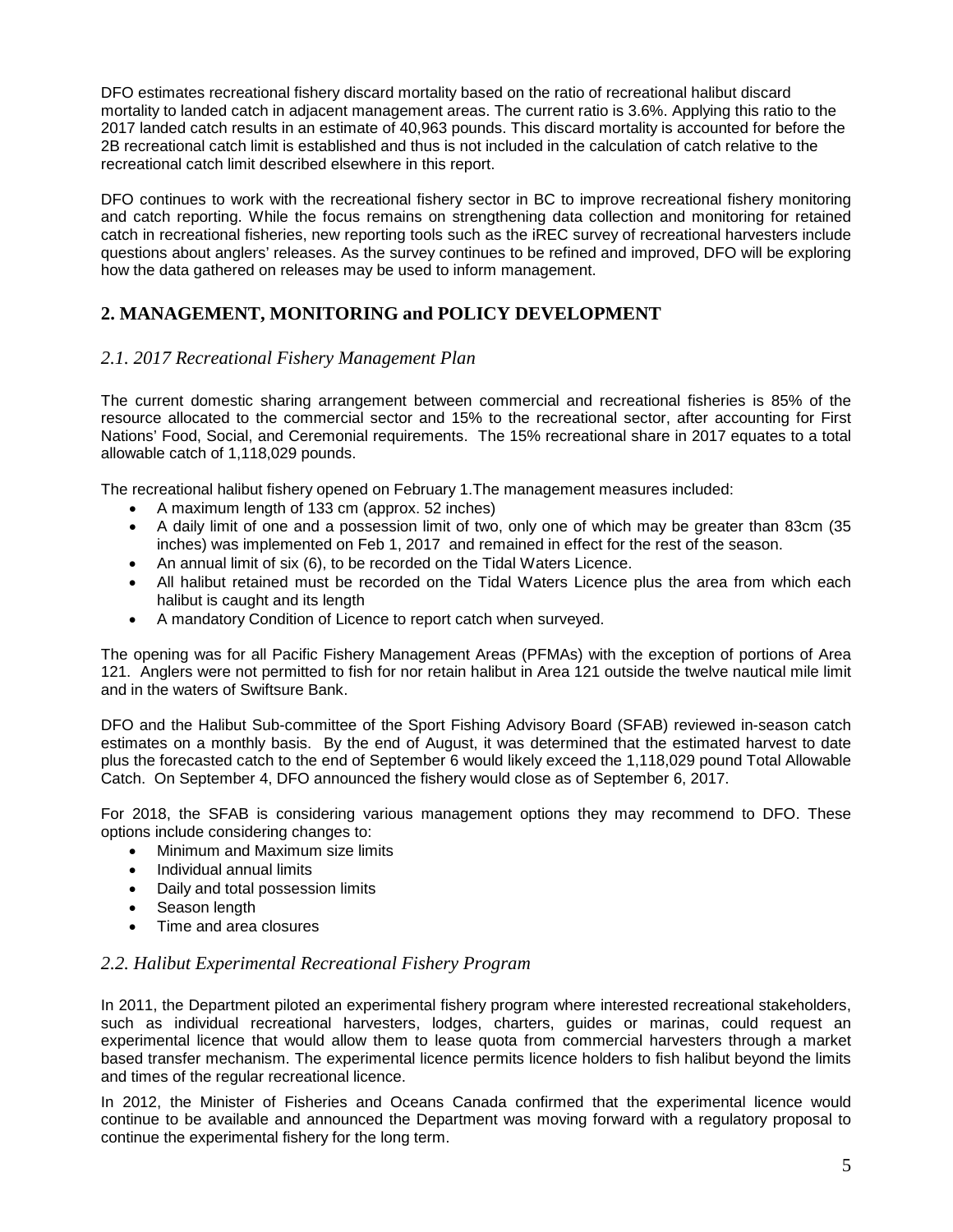DFO estimates recreational fishery discard mortality based on the ratio of recreational halibut discard mortality to landed catch in adjacent management areas. The current ratio is 3.6%. Applying this ratio to the 2017 landed catch results in an estimate of 40,963 pounds. This discard mortality is accounted for before the 2B recreational catch limit is established and thus is not included in the calculation of catch relative to the recreational catch limit described elsewhere in this report.

DFO continues to work with the recreational fishery sector in BC to improve recreational fishery monitoring and catch reporting. While the focus remains on strengthening data collection and monitoring for retained catch in recreational fisheries, new reporting tools such as the iREC survey of recreational harvesters include questions about anglers' releases. As the survey continues to be refined and improved, DFO will be exploring how the data gathered on releases may be used to inform management.

## 2. MANAGEMENT, MONITORING and POLICY DEVELOPMENT

### *2.1. 2017 Recreational Fishery Management Plan*

The current domestic sharing arrangement between commercial and recreational fisheries is 85% of the resource allocated to the commercial sector and 15% to the recreational sector, after accounting for First Nations' Food, Social, and Ceremonial requirements. The 15% recreational share in 2017 equates to a total allowable catch of 1,118,029 pounds.

The recreational halibut fishery opened on February 1.The management measures included:

- A maximum length of 133 cm (approx. 52 inches)
- A daily limit of one and a possession limit of two, only one of which may be greater than 83cm (35 inches) was implemented on Feb 1, 2017 and remained in effect for the rest of the season.
- An annual limit of six (6), to be recorded on the Tidal Waters Licence.
- All halibut retained must be recorded on the Tidal Waters Licence plus the area from which each halibut is caught and its length
- A mandatory Condition of Licence to report catch when surveyed.

The opening was for all Pacific Fishery Management Areas (PFMAs) with the exception of portions of Area 121. Anglers were not permitted to fish for nor retain halibut in Area 121 outside the twelve nautical mile limit and in the waters of Swiftsure Bank.

DFO and the Halibut Sub-committee of the Sport Fishing Advisory Board (SFAB) reviewed in-season catch estimates on a monthly basis. By the end of August, it was determined that the estimated harvest to date plus the forecasted catch to the end of September 6 would likely exceed the 1,118,029 pound Total Allowable Catch. On September 4, DFO announced the fishery would close as of September 6, 2017.

For 2018, the SFAB is considering various management options they may recommend to DFO. These options include considering changes to:

- Minimum and Maximum size limits
- Individual annual limits
- Daily and total possession limits
- Season length
- Time and area closures

### *2.2. Halibut Experimental Recreational Fishery Program*

In 2011, the Department piloted an experimental fishery program where interested recreational stakeholders, such as individual recreational harvesters, lodges, charters, guides or marinas, could request an experimental licence that would allow them to lease quota from commercial harvesters through a market based transfer mechanism. The experimental licence permits licence holders to fish halibut beyond the limits and times of the regular recreational licence.

In 2012, the Minister of Fisheries and Oceans Canada confirmed that the experimental licence would continue to be available and announced the Department was moving forward with a regulatory proposal to continue the experimental fishery for the long term.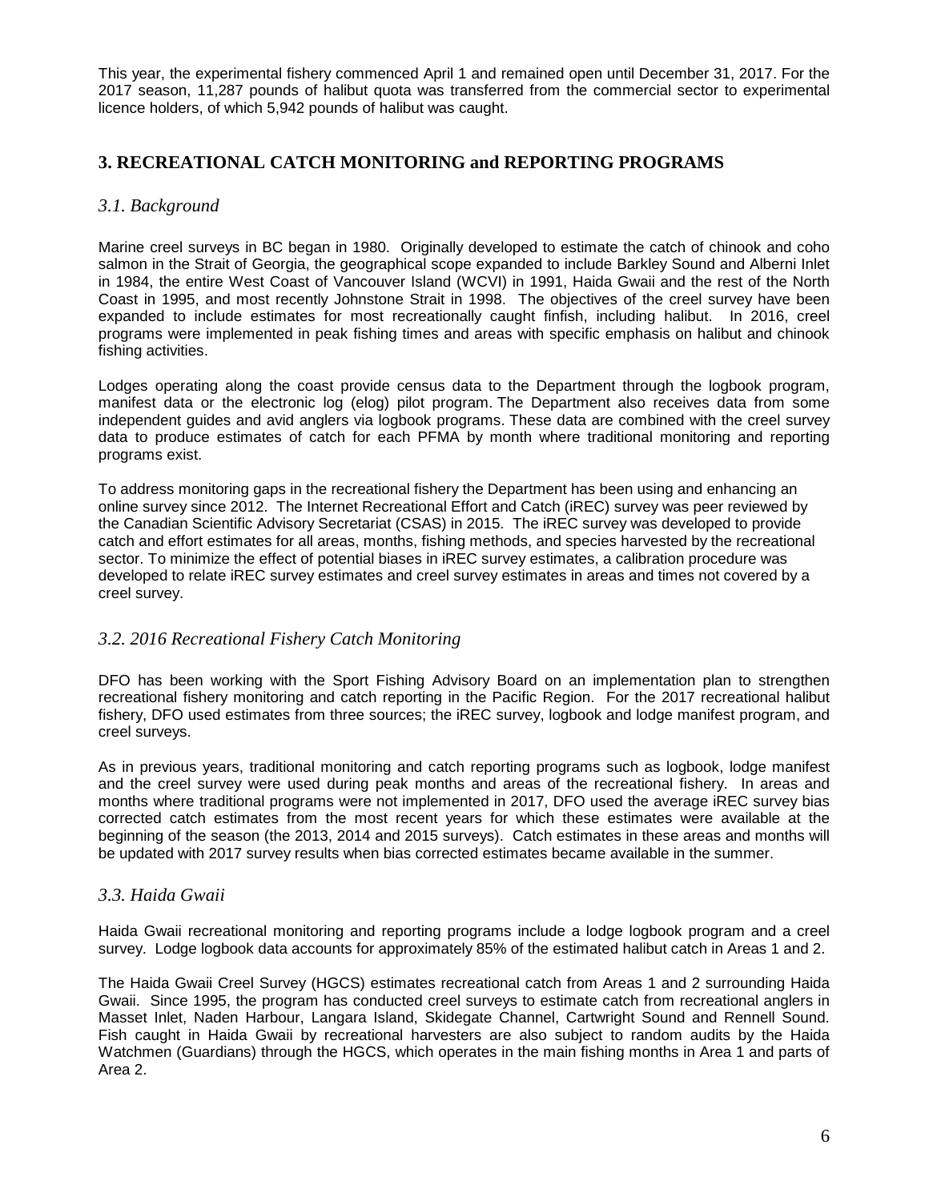This year, the experimental fishery commenced April 1 and remained open until December 31, 2017. For the 2017 season, 11,287 pounds of halibut quota was transferred from the commercial sector to experimental licence holders, of which 5,942 pounds of halibut was caught.

## 3. RECREATIONAL CATCH MONITORING and REPORTING PROGRAMS

### *3.1. Background*

Marine creel surveys in BC began in 1980. Originally developed to estimate the catch of chinook and coho salmon in the Strait of Georgia, the geographical scope expanded to include Barkley Sound and Alberni Inlet in 1984, the entire West Coast of Vancouver Island (WCVI) in 1991, Haida Gwaii and the rest of the North Coast in 1995, and most recently Johnstone Strait in 1998. The objectives of the creel survey have been expanded to include estimates for most recreationally caught finfish, including halibut. In 2016, creel programs were implemented in peak fishing times and areas with specific emphasis on halibut and chinook fishing activities.

Lodges operating along the coast provide census data to the Department through the logbook program, manifest data or the electronic log (elog) pilot program. The Department also receives data from some independent guides and avid anglers via logbook programs. These data are combined with the creel survey data to produce estimates of catch for each PFMA by month where traditional monitoring and reporting programs exist.

To address monitoring gaps in the recreational fishery the Department has been using and enhancing an online survey since 2012. The Internet Recreational Effort and Catch (iREC) survey was peer reviewed by the Canadian Scientific Advisory Secretariat (CSAS) in 2015. The iREC survey was developed to provide catch and effort estimates for all areas, months, fishing methods, and species harvested by the recreational sector. To minimize the effect of potential biases in iREC survey estimates, a calibration procedure was developed to relate iREC survey estimates and creel survey estimates in areas and times not covered by a creel survey.

### *3.2. 2016 Recreational Fishery Catch Monitoring*

DFO has been working with the Sport Fishing Advisory Board on an implementation plan to strengthen recreational fishery monitoring and catch reporting in the Pacific Region. For the 2017 recreational halibut fishery, DFO used estimates from three sources; the iREC survey, logbook and lodge manifest program, and creel surveys.

As in previous years, traditional monitoring and catch reporting programs such as logbook, lodge manifest and the creel survey were used during peak months and areas of the recreational fishery. In areas and months where traditional programs were not implemented in 2017, DFO used the average iREC survey bias corrected catch estimates from the most recent years for which these estimates were available at the beginning of the season (the 2013, 2014 and 2015 surveys). Catch estimates in these areas and months will be updated with 2017 survey results when bias corrected estimates became available in the summer.

### *3.3. Haida Gwaii*

Haida Gwaii recreational monitoring and reporting programs include a lodge logbook program and a creel survey. Lodge logbook data accounts for approximately 85% of the estimated halibut catch in Areas 1 and 2.

The Haida Gwaii Creel Survey (HGCS) estimates recreational catch from Areas 1 and 2 surrounding Haida Gwaii. Since 1995, the program has conducted creel surveys to estimate catch from recreational anglers in Masset Inlet, Naden Harbour, Langara Island, Skidegate Channel, Cartwright Sound and Rennell Sound. Fish caught in Haida Gwaii by recreational harvesters are also subject to random audits by the Haida Watchmen (Guardians) through the HGCS, which operates in the main fishing months in Area 1 and parts of Area 2.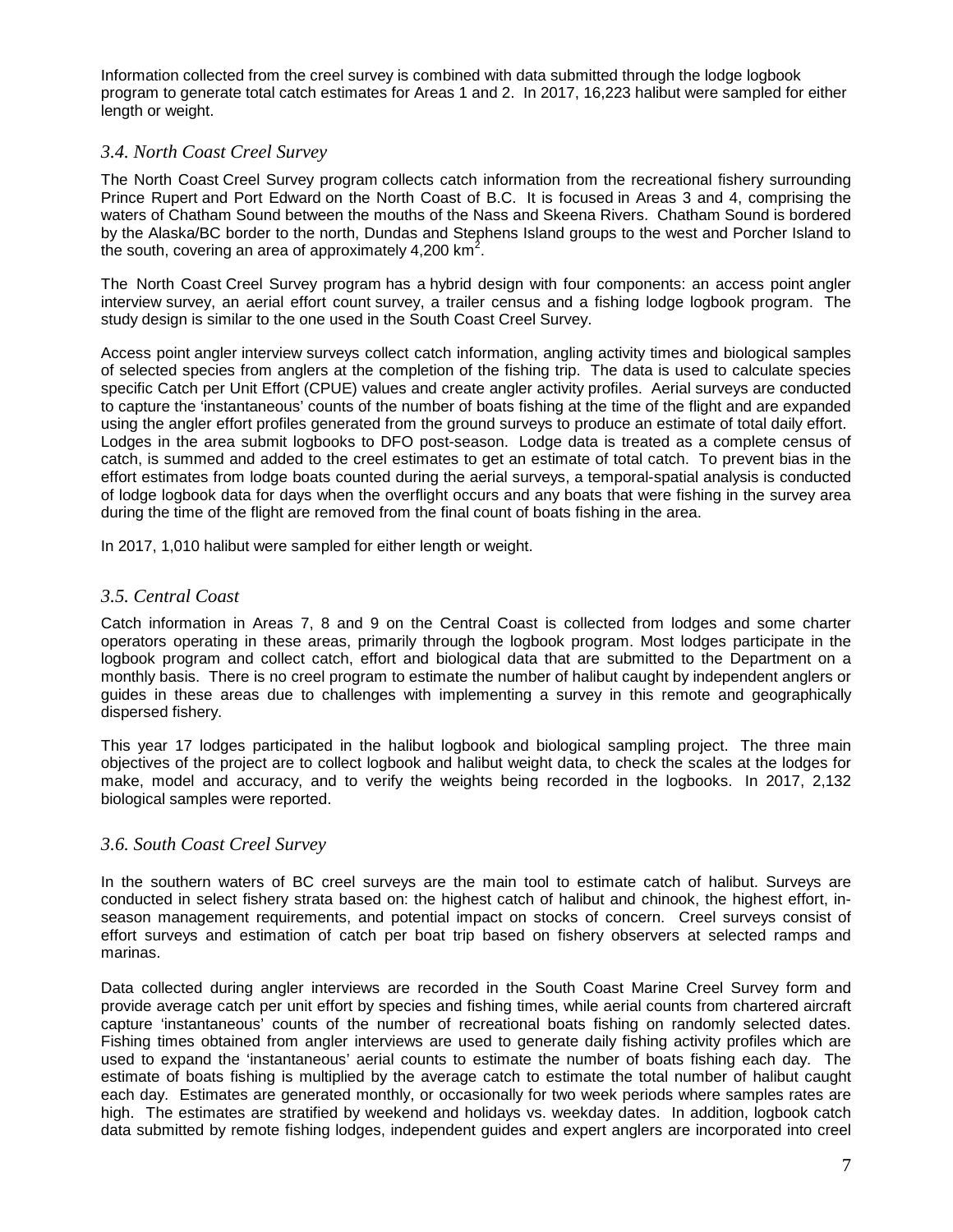Information collected from the creel survey is combined with data submitted through the lodge logbook program to generate total catch estimates for Areas 1 and 2. In 2017, 16,223 halibut were sampled for either length or weight.

### *3.4. North Coast Creel Survey*

The North Coast Creel Survey program collects catch information from the recreational fishery surrounding Prince Rupert and Port Edward on the North Coast of B.C. It is focused in Areas 3 and 4, comprising the waters of Chatham Sound between the mouths of the Nass and Skeena Rivers. Chatham Sound is bordered by the Alaska/BC border to the north, Dundas and Stephens Island groups to the west and Porcher Island to the south, covering an area of approximately 4,200 $km^2$.

The North Coast Creel Survey program has a hybrid design with four components: an access point angler interview survey, an aerial effort count survey, a trailer census and a fishing lodge logbook program. The study design is similar to the one used in the South Coast Creel Survey.

Access point angler interview surveys collect catch information, angling activity times and biological samples of selected species from anglers at the completion of the fishing trip. The data is used to calculate species specific Catch per Unit Effort (CPUE) values and create angler activity profiles. Aerial surveys are conducted to capture the 'instantaneous' counts of the number of boats fishing at the time of the flight and are expanded using the angler effort profiles generated from the ground surveys to produce an estimate of total daily effort. Lodges in the area submit logbooks to DFO post-season. Lodge data is treated as a complete census of catch, is summed and added to the creel estimates to get an estimate of total catch. To prevent bias in the effort estimates from lodge boats counted during the aerial surveys, a temporal-spatial analysis is conducted of lodge logbook data for days when the overflight occurs and any boats that were fishing in the survey area during the time of the flight are removed from the final count of boats fishing in the area.

In 2017, 1,010 halibut were sampled for either length or weight.

### *3.5. Central Coast*

Catch information in Areas 7, 8 and 9 on the Central Coast is collected from lodges and some charter operators operating in these areas, primarily through the logbook program. Most lodges participate in the logbook program and collect catch, effort and biological data that are submitted to the Department on a monthly basis. There is no creel program to estimate the number of halibut caught by independent anglers or guides in these areas due to challenges with implementing a survey in this remote and geographically dispersed fishery.

This year 17 lodges participated in the halibut logbook and biological sampling project. The three main objectives of the project are to collect logbook and halibut weight data, to check the scales at the lodges for make, model and accuracy, and to verify the weights being recorded in the logbooks. In 2017, 2,132 biological samples were reported.

### *3.6. South Coast Creel Survey*

In the southern waters of BC creel surveys are the main tool to estimate catch of halibut. Surveys are conducted in select fishery strata based on: the highest catch of halibut and chinook, the highest effort, in-season management requirements, and potential impact on stocks of concern. Creel surveys consist of effort surveys and estimation of catch per boat trip based on fishery observers at selected ramps and marinas.

Data collected during angler interviews are recorded in the South Coast Marine Creel Survey form and provide average catch per unit effort by species and fishing times, while aerial counts from chartered aircraft capture 'instantaneous' counts of the number of recreational boats fishing on randomly selected dates. Fishing times obtained from angler interviews are used to generate daily fishing activity profiles which are used to expand the 'instantaneous' aerial counts to estimate the number of boats fishing each day. The estimate of boats fishing is multiplied by the average catch to estimate the total number of halibut caught each day. Estimates are generated monthly, or occasionally for two week periods where samples rates are high. The estimates are stratified by weekend and holidays vs. weekday dates. In addition, logbook catch data submitted by remote fishing lodges, independent guides and expert anglers are incorporated into creel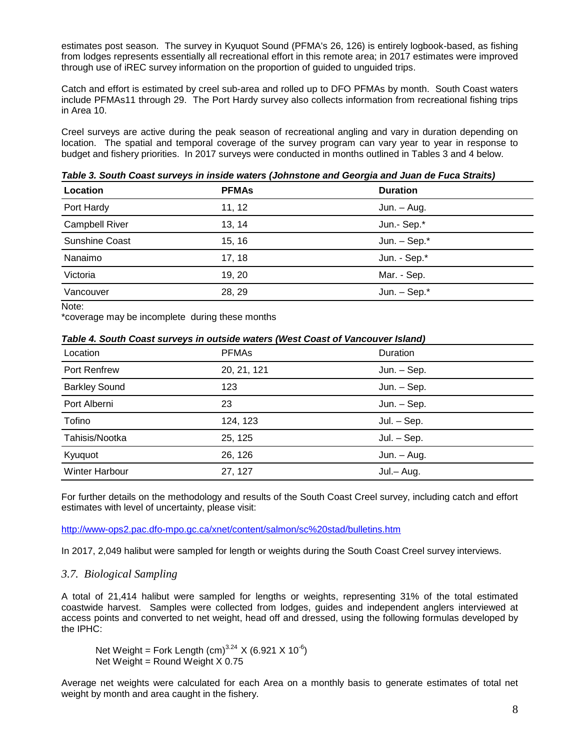estimates post season. The survey in Kyuquot Sound (PFMA's 26, 126) is entirely logbook-based, as fishing from lodges represents essentially all recreational effort in this remote area; in 2017 estimates were improved through use of iREC survey information on the proportion of guided to unguided trips.

Catch and effort is estimated by creel sub-area and rolled up to DFO PFMAs by month. South Coast waters include PFMAs11 through 29. The Port Hardy survey also collects information from recreational fishing trips in Area 10.

Creel surveys are active during the peak season of recreational angling and vary in duration depending on location. The spatial and temporal coverage of the survey program can vary year to year in response to budget and fishery priorities. In 2017 surveys were conducted in months outlined in Tables 3 and 4 below.

***Table 3. South Coast surveys in inside waters (Johnstone and Georgia and Juan de Fuca Straits)***

| **Location** | **PFMAs** | **Duration** |
|---|---|---|
| Port Hardy | 11, 12 | Jun. – Aug. |
| Campbell River | 13, 14 | Jun.- Sep.* |
| Sunshine Coast | 15, 16 | Jun. – Sep.* |
| Nanaimo | 17, 18 | Jun. - Sep.* |
| Victoria | 19, 20 | Mar. - Sep. |
| Vancouver | 28, 29 | Jun. – Sep.* |

Note:
*coverage may be incomplete during these months

***Table 4. South Coast surveys in outside waters (West Coast of Vancouver Island)***

| Location | PFMAs | Duration |
|---|---|---|
| Port Renfrew | 20, 21, 121 | Jun. – Sep. |
| Barkley Sound | 123 | Jun. – Sep. |
| Port Alberni | 23 | Jun. – Sep. |
| Tofino | 124, 123 | Jul. – Sep. |
| Tahisis/Nootka | 25, 125 | Jul. – Sep. |
| Kyuquot | 26, 126 | Jun. – Aug. |
| Winter Harbour | 27, 127 | Jul.– Aug. |

For further details on the methodology and results of the South Coast Creel survey, including catch and effort estimates with level of uncertainty, please visit:

http://www-ops2.pac.dfo-mpo.gc.ca/xnet/content/salmon/sc%20stad/bulletins.htm

In 2017, 2,049 halibut were sampled for length or weights during the South Coast Creel survey interviews.

### *3.7. Biological Sampling*

A total of 21,414 halibut were sampled for lengths or weights, representing 31% of the total estimated coastwide harvest. Samples were collected from lodges, guides and independent anglers interviewed at access points and converted to net weight, head off and dressed, using the following formulas developed by the IPHC:

$$\text{Net Weight} = \text{Fork Length (cm)}^{3.24} \times (6.921 \times 10^{-6})$$
$$\text{Net Weight} = \text{Round Weight} \times 0.75$$

Average net weights were calculated for each Area on a monthly basis to generate estimates of total net weight by month and area caught in the fishery.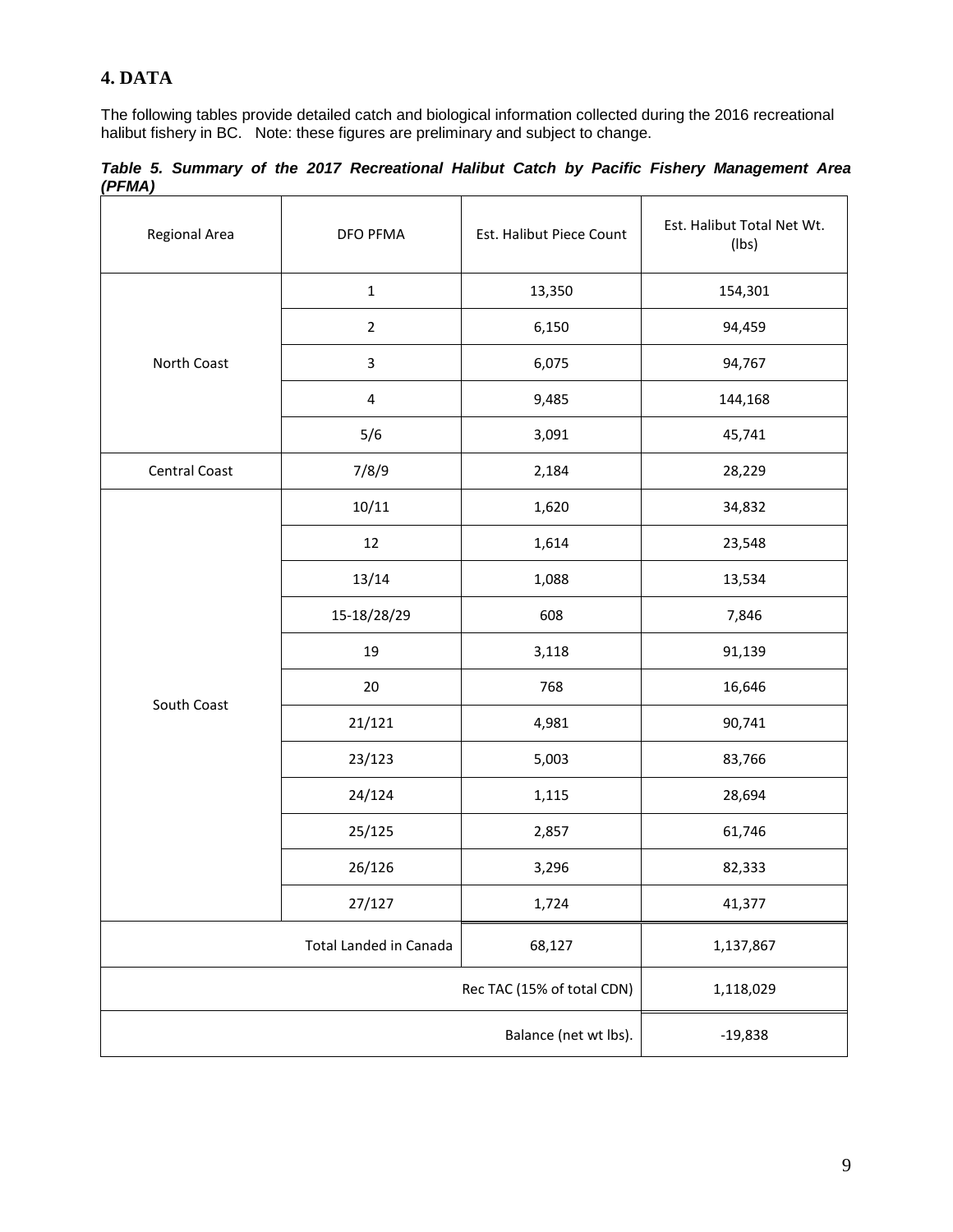## 4. DATA

The following tables provide detailed catch and biological information collected during the 2016 recreational halibut fishery in BC. Note: these figures are preliminary and subject to change.

***Table 5. Summary of the 2017 Recreational Halibut Catch by Pacific Fishery Management Area (PFMA)***

| Regional Area | DFO PFMA | Est. Halibut Piece Count | Est. Halibut Total Net Wt. (lbs) |
|---|---|---|---|
| North Coast | 1 | 13,350 | 154,301 |
| | 2 | 6,150 | 94,459 |
| | 3 | 6,075 | 94,767 |
| | 4 | 9,485 | 144,168 |
| | 5/6 | 3,091 | 45,741 |
| Central Coast | 7/8/9 | 2,184 | 28,229 |
| South Coast | 10/11 | 1,620 | 34,832 |
| | 12 | 1,614 | 23,548 |
| | 13/14 | 1,088 | 13,534 |
| | 15-18/28/29 | 608 | 7,846 |
| | 19 | 3,118 | 91,139 |
| | 20 | 768 | 16,646 |
| | 21/121 | 4,981 | 90,741 |
| | 23/123 | 5,003 | 83,766 |
| | 24/124 | 1,115 | 28,694 |
| | 25/125 | 2,857 | 61,746 |
| | 26/126 | 3,296 | 82,333 |
| | 27/127 | 1,724 | 41,377 |
| | Total Landed in Canada | 68,127 | 1,137,867 |
| | | Rec TAC (15% of total CDN) | 1,118,029 |
| | | Balance (net wt lbs). | -19,838 |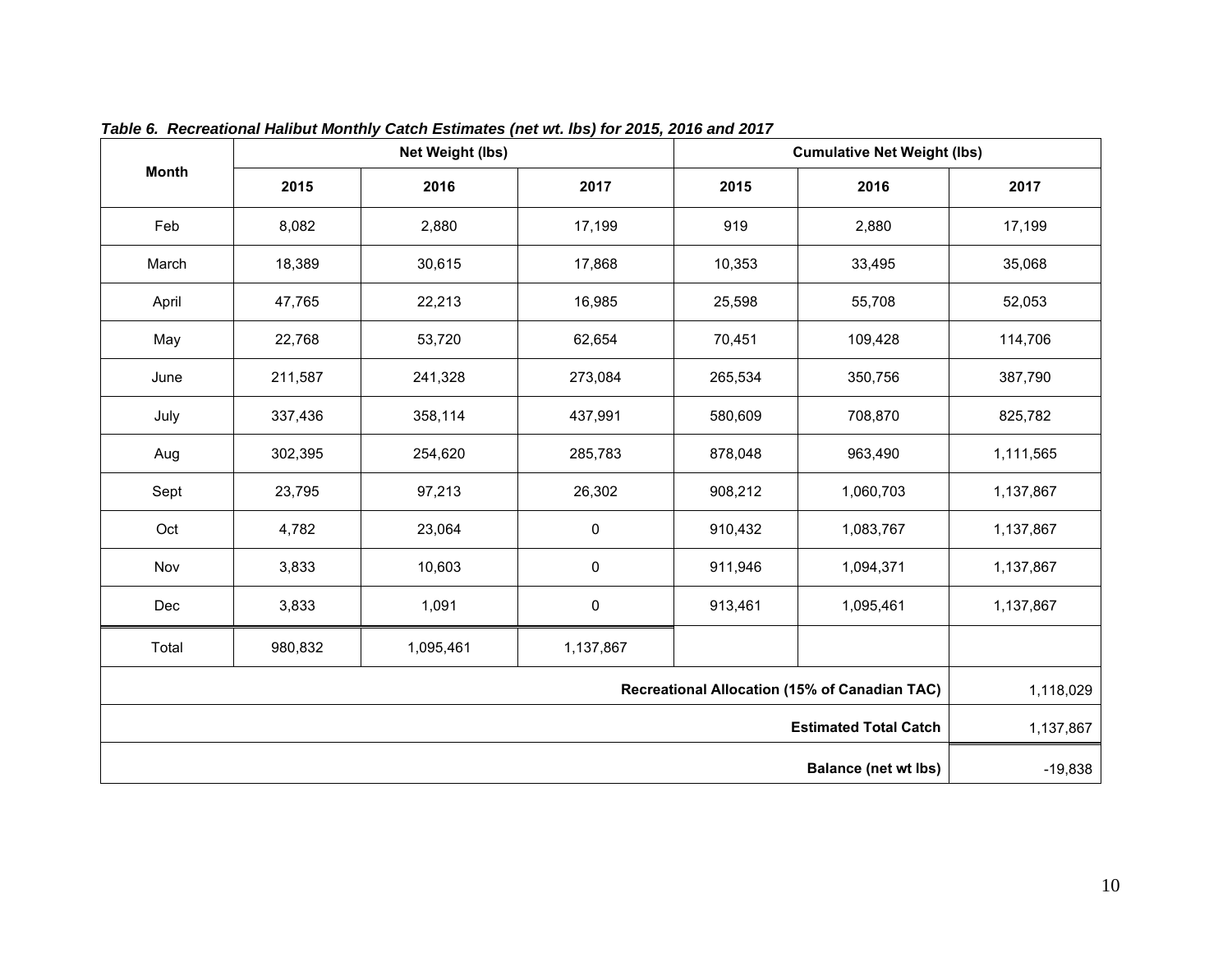***Table 6. Recreational Halibut Monthly Catch Estimates (net wt. lbs) for 2015, 2016 and 2017***

| Month | Net Weight (lbs) | | | Cumulative Net Weight (lbs) | | |
|---|---|---|---|---|---|---|
| | 2015 | 2016 | 2017 | 2015 | 2016 | 2017 |
| Feb | 8,082 | 2,880 | 17,199 | 919 | 2,880 | 17,199 |
| March | 18,389 | 30,615 | 17,868 | 10,353 | 33,495 | 35,068 |
| April | 47,765 | 22,213 | 16,985 | 25,598 | 55,708 | 52,053 |
| May | 22,768 | 53,720 | 62,654 | 70,451 | 109,428 | 114,706 |
| June | 211,587 | 241,328 | 273,084 | 265,534 | 350,756 | 387,790 |
| July | 337,436 | 358,114 | 437,991 | 580,609 | 708,870 | 825,782 |
| Aug | 302,395 | 254,620 | 285,783 | 878,048 | 963,490 | 1,111,565 |
| Sept | 23,795 | 97,213 | 26,302 | 908,212 | 1,060,703 | 1,137,867 |
| Oct | 4,782 | 23,064 | 0 | 910,432 | 1,083,767 | 1,137,867 |
| Nov | 3,833 | 10,603 | 0 | 911,946 | 1,094,371 | 1,137,867 |
| Dec | 3,833 | 1,091 | 0 | 913,461 | 1,095,461 | 1,137,867 |
| Total | 980,832 | 1,095,461 | 1,137,867 | | | |
| **Recreational Allocation (15% of Canadian TAC)** | | | | | | 1,118,029 |
| **Estimated Total Catch** | | | | | | 1,137,867 |
| **Balance (net wt lbs)** | | | | | | -19,838 |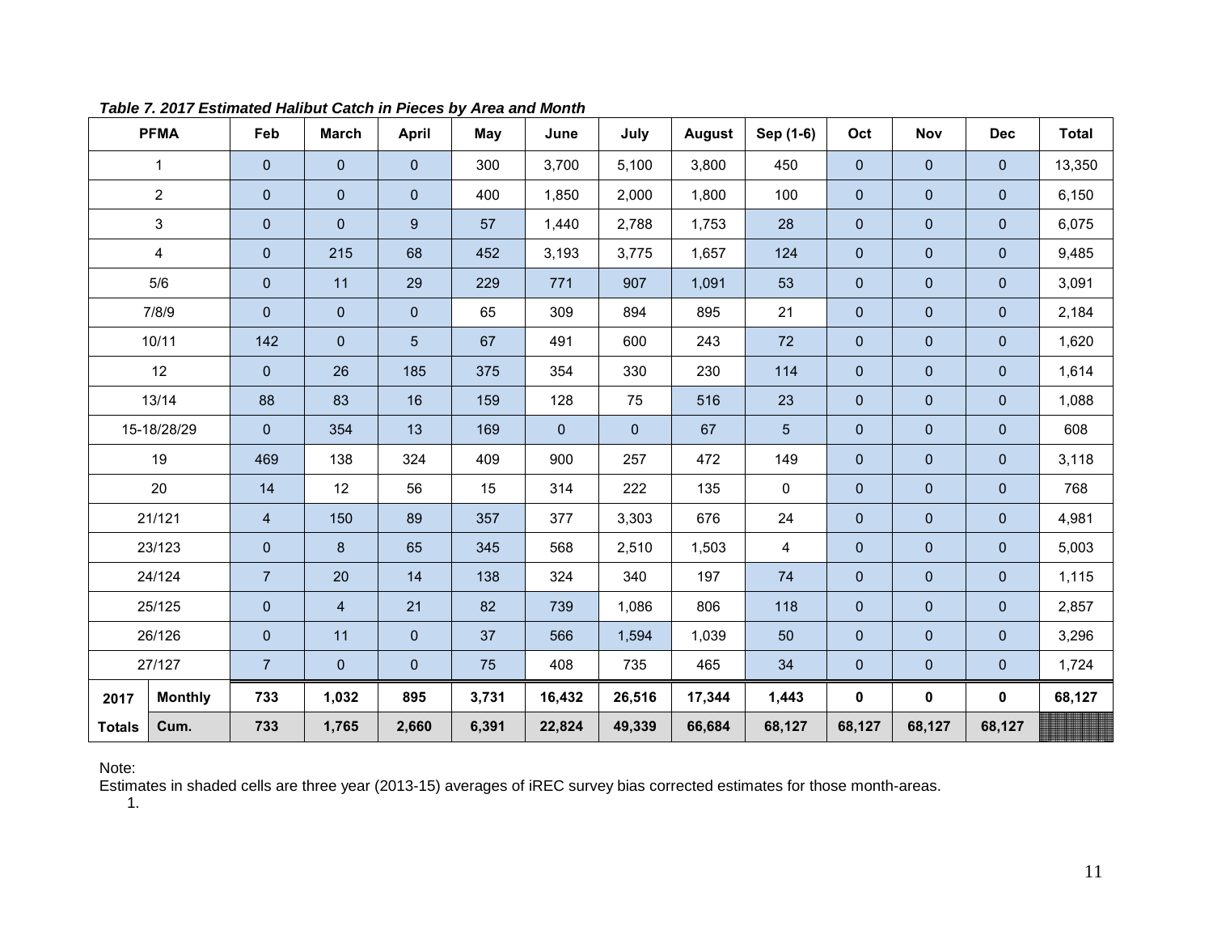***Table 7. 2017 Estimated Halibut Catch in Pieces by Area and Month***

| PFMA | | Feb | March | April | May | June | July | August | Sep (1-6) | Oct | Nov | Dec | Total |
|---|---|---|---|---|---|---|---|---|---|---|---|---|---|
| 1 | | 0 | 0 | 0 | 300 | 3,700 | 5,100 | 3,800 | 450 | 0 | 0 | 0 | 13,350 |
| 2 | | 0 | 0 | 0 | 400 | 1,850 | 2,000 | 1,800 | 100 | 0 | 0 | 0 | 6,150 |
| 3 | | 0 | 0 | 9 | 57 | 1,440 | 2,788 | 1,753 | 28 | 0 | 0 | 0 | 6,075 |
| 4 | | 0 | 215 | 68 | 452 | 3,193 | 3,775 | 1,657 | 124 | 0 | 0 | 0 | 9,485 |
| 5/6 | | 0 | 11 | 29 | 229 | 771 | 907 | 1,091 | 53 | 0 | 0 | 0 | 3,091 |
| 7/8/9 | | 0 | 0 | 0 | 65 | 309 | 894 | 895 | 21 | 0 | 0 | 0 | 2,184 |
| 10/11 | | 142 | 0 | 5 | 67 | 491 | 600 | 243 | 72 | 0 | 0 | 0 | 1,620 |
| 12 | | 0 | 26 | 185 | 375 | 354 | 330 | 230 | 114 | 0 | 0 | 0 | 1,614 |
| 13/14 | | 88 | 83 | 16 | 159 | 128 | 75 | 516 | 23 | 0 | 0 | 0 | 1,088 |
| 15-18/28/29 | | 0 | 354 | 13 | 169 | 0 | 0 | 67 | 5 | 0 | 0 | 0 | 608 |
| 19 | | 469 | 138 | 324 | 409 | 900 | 257 | 472 | 149 | 0 | 0 | 0 | 3,118 |
| 20 | | 14 | 12 | 56 | 15 | 314 | 222 | 135 | 0 | 0 | 0 | 0 | 768 |
| 21/121 | | 4 | 150 | 89 | 357 | 377 | 3,303 | 676 | 24 | 0 | 0 | 0 | 4,981 |
| 23/123 | | 0 | 8 | 65 | 345 | 568 | 2,510 | 1,503 | 4 | 0 | 0 | 0 | 5,003 |
| 24/124 | | 7 | 20 | 14 | 138 | 324 | 340 | 197 | 74 | 0 | 0 | 0 | 1,115 |
| 25/125 | | 0 | 4 | 21 | 82 | 739 | 1,086 | 806 | 118 | 0 | 0 | 0 | 2,857 |
| 26/126 | | 0 | 11 | 0 | 37 | 566 | 1,594 | 1,039 | 50 | 0 | 0 | 0 | 3,296 |
| 27/127 | | 7 | 0 | 0 | 75 | 408 | 735 | 465 | 34 | 0 | 0 | 0 | 1,724 |
| **2017** | **Monthly** | **733** | **1,032** | **895** | **3,731** | **16,432** | **26,516** | **17,344** | **1,443** | **0** | **0** | **0** | **68,127** |
| **Totals** | **Cum.** | **733** | **1,765** | **2,660** | **6,391** | **22,824** | **49,339** | **66,684** | **68,127** | **68,127** | **68,127** | **68,127** | |

Note:
Estimates in shaded cells are three year (2013-15) averages of iREC survey bias corrected estimates for those month-areas.

1.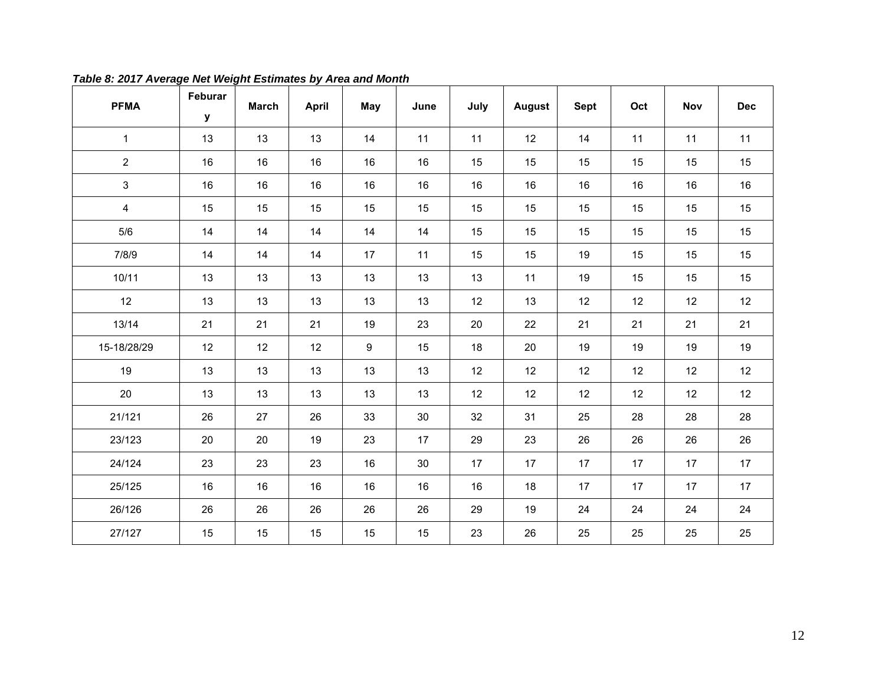***Table 8: 2017 Average Net Weight Estimates by Area and Month***

| PFMA | Feburary | March | April | May | June | July | August | Sept | Oct | Nov | Dec |
|---|---|---|---|---|---|---|---|---|---|---|---|
| 1 | 13 | 13 | 13 | 14 | 11 | 11 | 12 | 14 | 11 | 11 | 11 |
| 2 | 16 | 16 | 16 | 16 | 16 | 15 | 15 | 15 | 15 | 15 | 15 |
| 3 | 16 | 16 | 16 | 16 | 16 | 16 | 16 | 16 | 16 | 16 | 16 |
| 4 | 15 | 15 | 15 | 15 | 15 | 15 | 15 | 15 | 15 | 15 | 15 |
| 5/6 | 14 | 14 | 14 | 14 | 14 | 15 | 15 | 15 | 15 | 15 | 15 |
| 7/8/9 | 14 | 14 | 14 | 17 | 11 | 15 | 15 | 19 | 15 | 15 | 15 |
| 10/11 | 13 | 13 | 13 | 13 | 13 | 13 | 11 | 19 | 15 | 15 | 15 |
| 12 | 13 | 13 | 13 | 13 | 13 | 12 | 13 | 12 | 12 | 12 | 12 |
| 13/14 | 21 | 21 | 21 | 19 | 23 | 20 | 22 | 21 | 21 | 21 | 21 |
| 15-18/28/29 | 12 | 12 | 12 | 9 | 15 | 18 | 20 | 19 | 19 | 19 | 19 |
| 19 | 13 | 13 | 13 | 13 | 13 | 12 | 12 | 12 | 12 | 12 | 12 |
| 20 | 13 | 13 | 13 | 13 | 13 | 12 | 12 | 12 | 12 | 12 | 12 |
| 21/121 | 26 | 27 | 26 | 33 | 30 | 32 | 31 | 25 | 28 | 28 | 28 |
| 23/123 | 20 | 20 | 19 | 23 | 17 | 29 | 23 | 26 | 26 | 26 | 26 |
| 24/124 | 23 | 23 | 23 | 16 | 30 | 17 | 17 | 17 | 17 | 17 | 17 |
| 25/125 | 16 | 16 | 16 | 16 | 16 | 16 | 18 | 17 | 17 | 17 | 17 |
| 26/126 | 26 | 26 | 26 | 26 | 26 | 29 | 19 | 24 | 24 | 24 | 24 |
| 27/127 | 15 | 15 | 15 | 15 | 15 | 23 | 26 | 25 | 25 | 25 | 25 |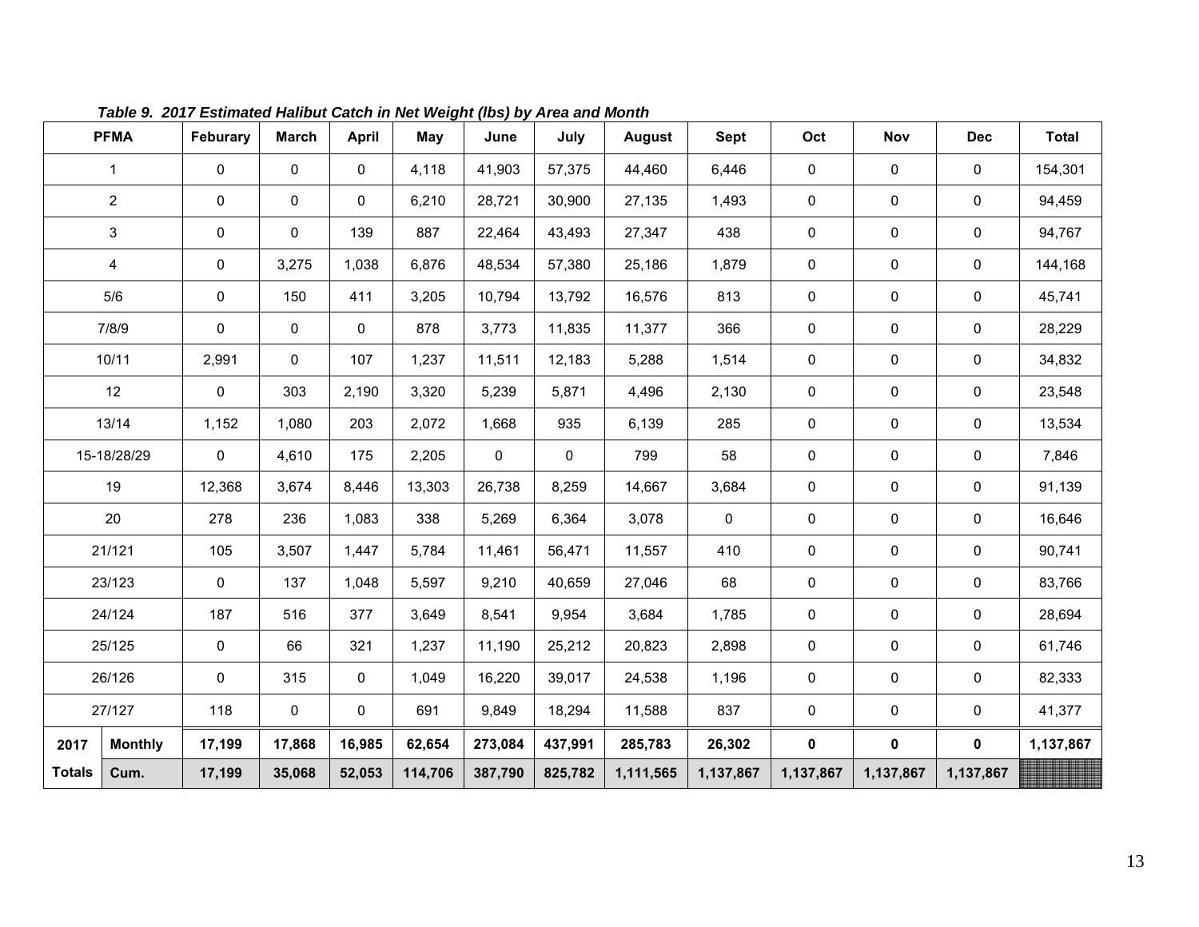*Table 9. 2017 Estimated Halibut Catch in Net Weight (lbs) by Area and Month*

| PFMA | | Feburary | March | April | May | June | July | August | Sept | Oct | Nov | Dec | Total |
|---|---|---|---|---|---|---|---|---|---|---|---|---|---|
| 1 | | 0 | 0 | 0 | 4,118 | 41,903 | 57,375 | 44,460 | 6,446 | 0 | 0 | 0 | 154,301 |
| 2 | | 0 | 0 | 0 | 6,210 | 28,721 | 30,900 | 27,135 | 1,493 | 0 | 0 | 0 | 94,459 |
| 3 | | 0 | 0 | 139 | 887 | 22,464 | 43,493 | 27,347 | 438 | 0 | 0 | 0 | 94,767 |
| 4 | | 0 | 3,275 | 1,038 | 6,876 | 48,534 | 57,380 | 25,186 | 1,879 | 0 | 0 | 0 | 144,168 |
| 5/6 | | 0 | 150 | 411 | 3,205 | 10,794 | 13,792 | 16,576 | 813 | 0 | 0 | 0 | 45,741 |
| 7/8/9 | | 0 | 0 | 0 | 878 | 3,773 | 11,835 | 11,377 | 366 | 0 | 0 | 0 | 28,229 |
| 10/11 | | 2,991 | 0 | 107 | 1,237 | 11,511 | 12,183 | 5,288 | 1,514 | 0 | 0 | 0 | 34,832 |
| 12 | | 0 | 303 | 2,190 | 3,320 | 5,239 | 5,871 | 4,496 | 2,130 | 0 | 0 | 0 | 23,548 |
| 13/14 | | 1,152 | 1,080 | 203 | 2,072 | 1,668 | 935 | 6,139 | 285 | 0 | 0 | 0 | 13,534 |
| 15-18/28/29 | | 0 | 4,610 | 175 | 2,205 | 0 | 0 | 799 | 58 | 0 | 0 | 0 | 7,846 |
| 19 | | 12,368 | 3,674 | 8,446 | 13,303 | 26,738 | 8,259 | 14,667 | 3,684 | 0 | 0 | 0 | 91,139 |
| 20 | | 278 | 236 | 1,083 | 338 | 5,269 | 6,364 | 3,078 | 0 | 0 | 0 | 0 | 16,646 |
| 21/121 | | 105 | 3,507 | 1,447 | 5,784 | 11,461 | 56,471 | 11,557 | 410 | 0 | 0 | 0 | 90,741 |
| 23/123 | | 0 | 137 | 1,048 | 5,597 | 9,210 | 40,659 | 27,046 | 68 | 0 | 0 | 0 | 83,766 |
| 24/124 | | 187 | 516 | 377 | 3,649 | 8,541 | 9,954 | 3,684 | 1,785 | 0 | 0 | 0 | 28,694 |
| 25/125 | | 0 | 66 | 321 | 1,237 | 11,190 | 25,212 | 20,823 | 2,898 | 0 | 0 | 0 | 61,746 |
| 26/126 | | 0 | 315 | 0 | 1,049 | 16,220 | 39,017 | 24,538 | 1,196 | 0 | 0 | 0 | 82,333 |
| 27/127 | | 118 | 0 | 0 | 691 | 9,849 | 18,294 | 11,588 | 837 | 0 | 0 | 0 | 41,377 |
| **2017** | **Monthly** | **17,199** | **17,868** | **16,985** | **62,654** | **273,084** | **437,991** | **285,783** | **26,302** | **0** | **0** | **0** | **1,137,867** |
| **Totals** | **Cum.** | **17,199** | **35,068** | **52,053** | **114,706** | **387,790** | **825,782** | **1,111,565** | **1,137,867** | **1,137,867** | **1,137,867** | **1,137,867** | |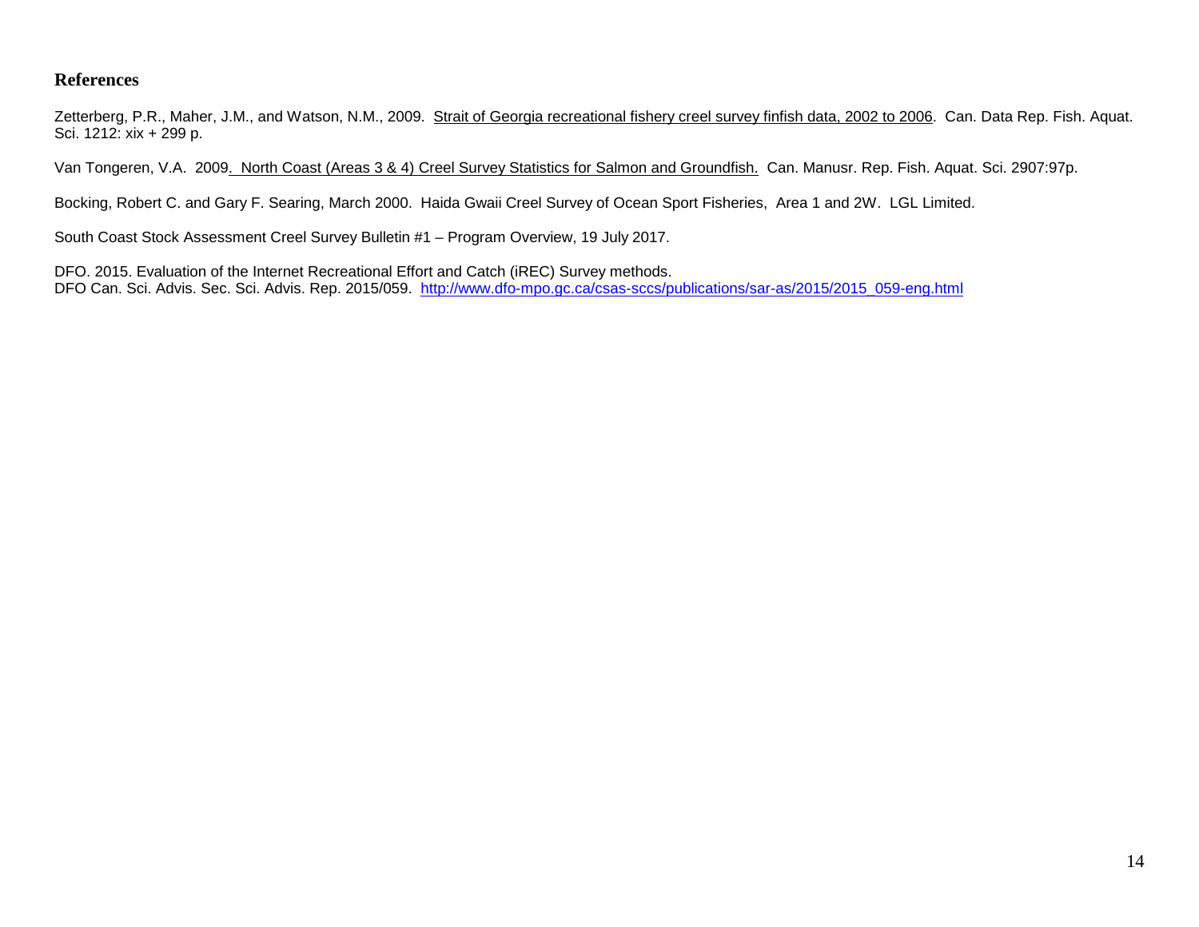## References

Zetterberg, P.R., Maher, J.M., and Watson, N.M., 2009. Strait of Georgia recreational fishery creel survey finfish data, 2002 to 2006. Can. Data Rep. Fish. Aquat. Sci. 1212: xix + 299 p.

Van Tongeren, V.A. 2009. North Coast (Areas 3 & 4) Creel Survey Statistics for Salmon and Groundfish. Can. Manusr. Rep. Fish. Aquat. Sci. 2907:97p.

Bocking, Robert C. and Gary F. Searing, March 2000. Haida Gwaii Creel Survey of Ocean Sport Fisheries, Area 1 and 2W. LGL Limited.

South Coast Stock Assessment Creel Survey Bulletin #1 – Program Overview, 19 July 2017.

DFO. 2015. Evaluation of the Internet Recreational Effort and Catch (iREC) Survey methods.
DFO Can. Sci. Advis. Sec. Sci. Advis. Rep. 2015/059. http://www.dfo-mpo.gc.ca/csas-sccs/publications/sar-as/2015/2015_059-eng.html